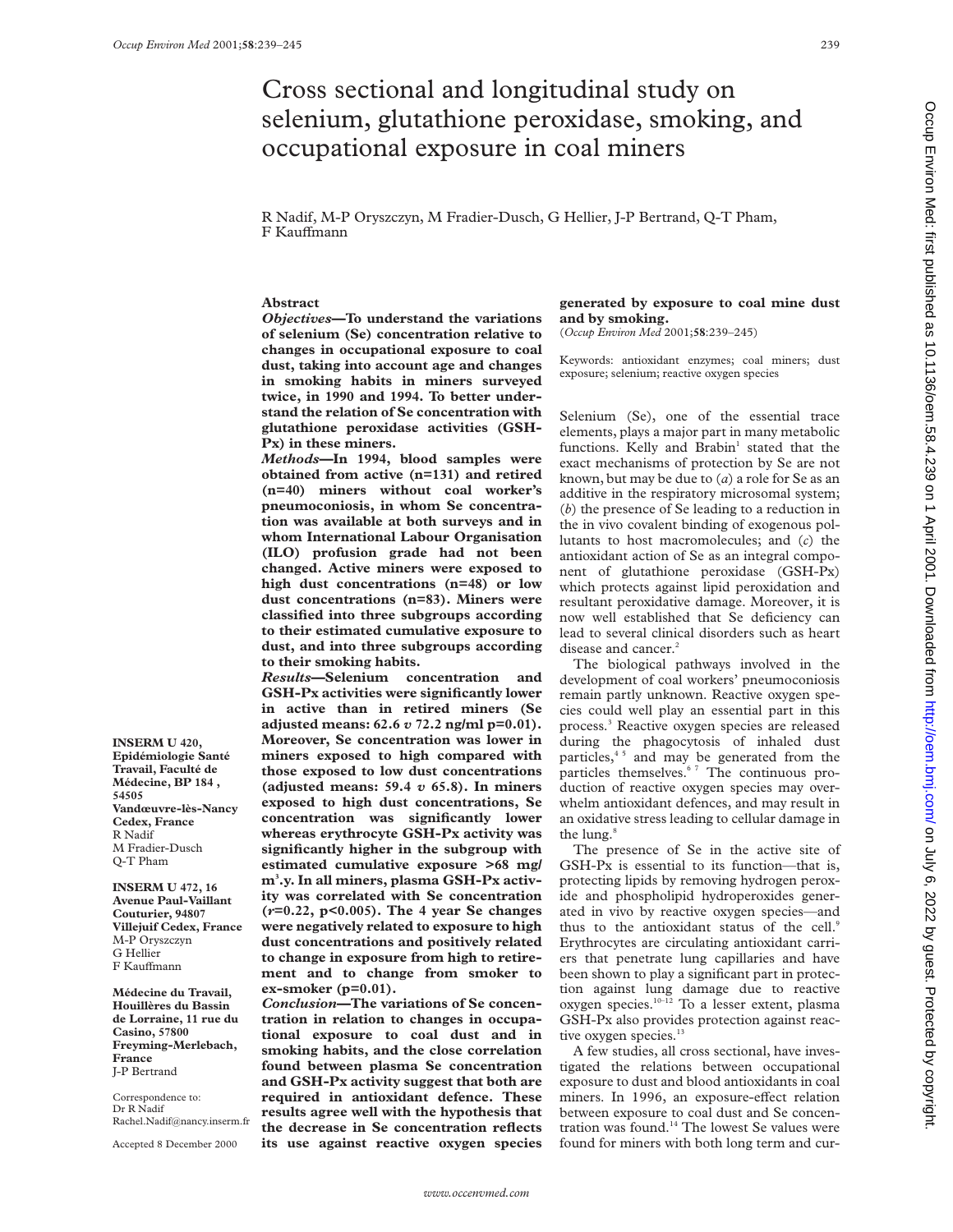# Cross sectional and longitudinal study on selenium, glutathione peroxidase, smoking, and occupational exposure in coal miners

R Nadif, M-P Oryszczyn, M Fradier-Dusch, G Hellier, J-P Bertrand, Q-T Pham, F Kauffmann

INSERM U 420, Epidémiologie Santé Travail, Faculté de Médecine, BP 184, 54505 Vandœuvre-lès-Nancy Cedex, France
R Nadif
M Fradier-Dusch
Q-T Pham

INSERM U 472, 16 Avenue Paul-Vaillant Couturier, 94807 Villejuif Cedex, France
M-P Oryszczyn
G Hellier
F Kauffmann

Médecine du Travail, Houillères du Bassin de Lorraine, 11 rue du Casino, 57800 Freyming-Merlebach, France
J-P Bertrand

Correspondence to:
Dr R Nadif
Rachel.Nadif@nancy.inserm.fr

Accepted 8 December 2000

## Abstract

***Objectives*—To understand the variations of selenium (Se) concentration relative to changes in occupational exposure to coal dust, taking into account age and changes in smoking habits in miners surveyed twice, in 1990 and 1994. To better understand the relation of Se concentration with glutathione peroxidase activities (GSH-Px) in these miners.**

***Methods*—In 1994, blood samples were obtained from active (n=131) and retired (n=40) miners without coal worker's pneumoconiosis, in whom Se concentration was available at both surveys and in whom International Labour Organisation (ILO) profusion grade had not been changed. Active miners were exposed to high dust concentrations (n=48) or low dust concentrations (n=83). Miners were classified into three subgroups according to their estimated cumulative exposure to dust, and into three subgroups according to their smoking habits.**

***Results*—Selenium concentration and GSH-Px activities were significantly lower in active than in retired miners (Se adjusted means: 62.6 *v* 72.2 ng/ml p=0.01). Moreover, Se concentration was lower in miners exposed to high compared with those exposed to low dust concentrations (adjusted means: 59.4 *v* 65.8). In miners exposed to high dust concentrations, Se concentration was significantly lower whereas erythrocyte GSH-Px activity was significantly higher in the subgroup with estimated cumulative exposure >68 mg/m$^3$.y. In all miners, plasma GSH-Px activity was correlated with Se concentration ($r$=0.22, p<0.005). The 4 year Se changes were negatively related to exposure to high dust concentrations and positively related to change in exposure from high to retirement and to change from smoker to ex-smoker (p=0.01).**

***Conclusion*—The variations of Se concentration in relation to changes in occupational exposure to coal dust and in smoking habits, and the close correlation found between plasma Se concentration and GSH-Px activity suggest that both are required in antioxidant defence. These results agree well with the hypothesis that the decrease in Se concentration reflects its use against reactive oxygen species generated by exposure to coal mine dust and by smoking.**

(*Occup Environ Med* 2001;**58**:239–245)

Keywords: antioxidant enzymes; coal miners; dust exposure; selenium; reactive oxygen species

Selenium (Se), one of the essential trace elements, plays a major part in many metabolic functions. Kelly and Brabin[1] stated that the exact mechanisms of protection by Se are not known, but may be due to (*a*) a role for Se as an additive in the respiratory microsomal system; (*b*) the presence of Se leading to a reduction in the in vivo covalent binding of exogenous pollutants to host macromolecules; and (*c*) the antioxidant action of Se as an integral component of glutathione peroxidase (GSH-Px) which protects against lipid peroxidation and resultant peroxidative damage. Moreover, it is now well established that Se deficiency can lead to several clinical disorders such as heart disease and cancer.[2]

The biological pathways involved in the development of coal workers' pneumoconiosis remain partly unknown. Reactive oxygen species could well play an essential part in this process.[3] Reactive oxygen species are released during the phagocytosis of inhaled dust particles,[4 5] and may be generated from the particles themselves.[6 7] The continuous production of reactive oxygen species may overwhelm antioxidant defences, and may result in an oxidative stress leading to cellular damage in the lung.[8]

The presence of Se in the active site of GSH-Px is essential to its function—that is, protecting lipids by removing hydrogen peroxide and phospholipid hydroperoxides generated in vivo by reactive oxygen species—and thus to the antioxidant status of the cell.[9] Erythrocytes are circulating antioxidant carriers that penetrate lung capillaries and have been shown to play a significant part in protection against lung damage due to reactive oxygen species.[10–12] To a lesser extent, plasma GSH-Px also provides protection against reactive oxygen species.[13]

A few studies, all cross sectional, have investigated the relations between occupational exposure to dust and blood antioxidants in coal miners. In 1996, an exposure-effect relation between exposure to coal dust and Se concentration was found.[14] The lowest Se values were found for miners with both long term and cur-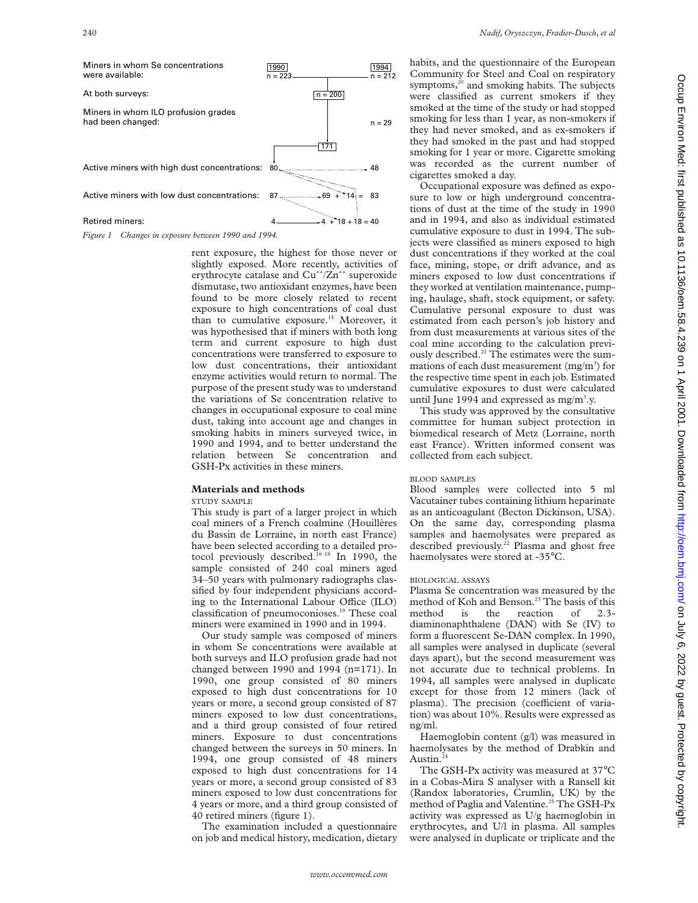Miners in whom Se concentrations were available: 1990 n = 223; 1994 n = 212

At both surveys: n = 200

Miners in whom ILO profusion grades had been changed: n = 29

171

Active miners with high dust concentrations: 80 → 48

Active miners with low dust concentrations: 87 → 69 + 14 = 83

Retired miners: 4 → 4 + 18 + 18 = 40

*Figure 1 Changes in exposure between 1990 and 1994.*

rent exposure, the highest for those never or slightly exposed. More recently, activities of erythrocyte catalase and $Cu^{++}/Zn^{++}$ superoxide dismutase, two antioxidant enzymes, have been found to be more closely related to recent exposure to high concentrations of coal dust than to cumulative exposure.[15] Moreover, it was hypothesised that if miners with both long term and current exposure to high dust concentrations were transferred to exposure to low dust concentrations, their antioxidant enzyme activities would return to normal. The purpose of the present study was to understand the variations of Se concentration relative to changes in occupational exposure to coal mine dust, taking into account age and changes in smoking habits in miners surveyed twice, in 1990 and 1994, and to better understand the relation between Se concentration and GSH-Px activities in these miners.

## Materials and methods

### STUDY SAMPLE

This study is part of a larger project in which coal miners of a French coalmine (Houillères du Bassin de Lorraine, in north east France) have been selected according to a detailed protocol previously described.[16–18] In 1990, the sample consisted of 240 coal miners aged 34–50 years with pulmonary radiographs classified by four independent physicians according to the International Labour Office (ILO) classification of pneumoconioses.[19] These coal miners were examined in 1990 and in 1994.

Our study sample was composed of miners in whom Se concentrations were available at both surveys and ILO profusion grade had not changed between 1990 and 1994 (n=171). In 1990, one group consisted of 80 miners exposed to high dust concentrations for 10 years or more, a second group consisted of 87 miners exposed to low dust concentrations, and a third group consisted of four retired miners. Exposure to dust concentrations changed between the surveys in 50 miners. In 1994, one group consisted of 48 miners exposed to high dust concentrations for 14 years or more, a second group consisted of 83 miners exposed to low dust concentrations for 4 years or more, and a third group consisted of 40 retired miners (figure 1).

The examination included a questionnaire on job and medical history, medication, dietary habits, and the questionnaire of the European Community for Steel and Coal on respiratory symptoms,[20] and smoking habits. The subjects were classified as current smokers if they smoked at the time of the study or had stopped smoking for less than 1 year, as non-smokers if they had never smoked, and as ex-smokers if they had smoked in the past and had stopped smoking for 1 year or more. Cigarette smoking was recorded as the current number of cigarettes smoked a day.

Occupational exposure was defined as exposure to low or high underground concentrations of dust at the time of the study in 1990 and in 1994, and also as individual estimated cumulative exposure to dust in 1994. The subjects were classified as miners exposed to high dust concentrations if they worked at the coal face, mining, stope, or drift advance, and as miners exposed to low dust concentrations if they worked at ventilation maintenance, pumping, haulage, shaft, stock equipment, or safety. Cumulative personal exposure to dust was estimated from each person's job history and from dust measurements at various sites of the coal mine according to the calculation previously described.[21] The estimates were the summations of each dust measurement ($mg/m^3$) for the respective time spent in each job. Estimated cumulative exposures to dust were calculated until June 1994 and expressed as $mg/m^3.y$.

This study was approved by the consultative committee for human subject protection in biomedical research of Metz (Lorraine, north east France). Written informed consent was collected from each subject.

### BLOOD SAMPLES

Blood samples were collected into 5 ml Vacutainer tubes containing lithium heparinate as an anticoagulant (Becton Dickinson, USA). On the same day, corresponding plasma samples and haemolysates were prepared as described previously.[22] Plasma and ghost free haemolysates were stored at -35°C.

### BIOLOGICAL ASSAYS

Plasma Se concentration was measured by the method of Koh and Benson.[23] The basis of this method is the reaction of 2.3-diaminonaphthalene (DAN) with Se (IV) to form a fluorescent Se-DAN complex. In 1990, all samples were analysed in duplicate (several days apart), but the second measurement was not accurate due to technical problems. In 1994, all samples were analysed in duplicate except for those from 12 miners (lack of plasma). The precision (coefficient of variation) was about 10%. Results were expressed as ng/ml.

Haemoglobin content (g/l) was measured in haemolysates by the method of Drabkin and Austin.[24]

The GSH-Px activity was measured at 37°C in a Cobas-Mira S analyser with a Ransell kit (Randox laboratories, Crumlin, UK) by the method of Paglia and Valentine.[25] The GSH-Px activity was expressed as U/g haemoglobin in erythrocytes, and U/l in plasma. All samples were analysed in duplicate or triplicate and the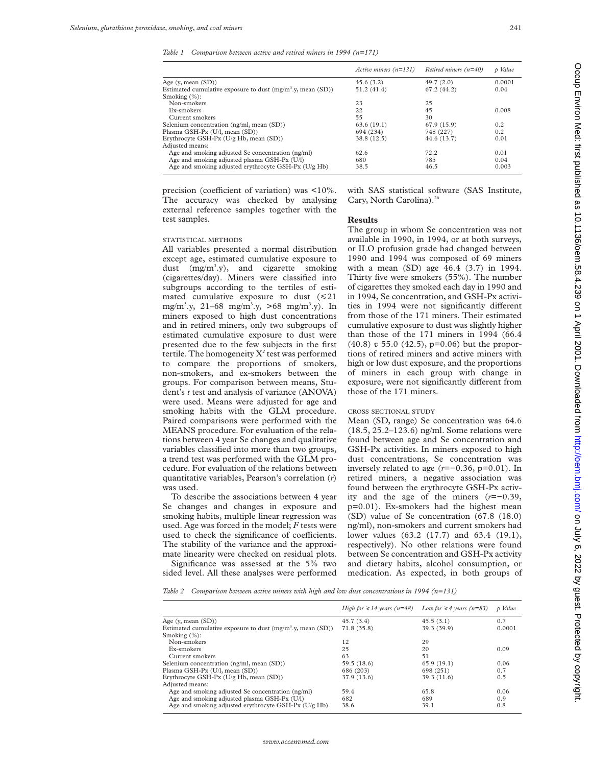*Table 1 Comparison between active and retired miners in 1994 (n=171)*

| | Active miners (n=131) | Retired miners (n=40) | p Value |
|---|---|---|---|
| Age (y, mean (SD)) | 45.6 (3.2) | 49.7 (2.0) | 0.0001 |
| Estimated cumulative exposure to dust ($mg/m^3$.y, mean (SD)) | 51.2 (41.4) | 67.2 (44.2) | 0.04 |
| Smoking (%): | | | |
| Non-smokers | 23 | 25 | |
| Ex-smokers | 22 | 45 | 0.008 |
| Current smokers | 55 | 30 | |
| Selenium concentration (ng/ml, mean (SD)) | 63.6 (19.1) | 67.9 (15.9) | 0.2 |
| Plasma GSH-Px (U/l, mean (SD)) | 694 (234) | 748 (227) | 0.2 |
| Erythrocyte GSH-Px (U/g Hb, mean (SD)) | 38.8 (12.5) | 44.6 (13.7) | 0.01 |
| Adjusted means: | | | |
| Age and smoking adjusted Se concentration (ng/ml) | 62.6 | 72.2 | 0.01 |
| Age and smoking adjusted plasma GSH-Px (U/l) | 680 | 785 | 0.04 |
| Age and smoking adjusted erythrocyte GSH-Px (U/g Hb) | 38.5 | 46.5 | 0.003 |

precision (coefficient of variation) was <10%. The accuracy was checked by analysing external reference samples together with the test samples.

STATISTICAL METHODS

All variables presented a normal distribution except age, estimated cumulative exposure to dust ($mg/m^3$.y), and cigarette smoking (cigarettes/day). Miners were classified into subgroups according to the tertiles of estimated cumulative exposure to dust (≤21 $mg/m^3$.y, 21–68 $mg/m^3$.y, >68 $mg/m^3$.y). In miners exposed to high dust concentrations and in retired miners, only two subgroups of estimated cumulative exposure to dust were presented due to the few subjects in the first tertile. The homogeneity $X^2$ test was performed to compare the proportions of smokers, non-smokers, and ex-smokers between the groups. For comparison between means, Student's *t* test and analysis of variance (ANOVA) were used. Means were adjusted for age and smoking habits with the GLM procedure. Paired comparisons were performed with the MEANS procedure. For evaluation of the relations between 4 year Se changes and qualitative variables classified into more than two groups, a trend test was performed with the GLM procedure. For evaluation of the relations between quantitative variables, Pearson's correlation (*r*) was used.

To describe the associations between 4 year Se changes and changes in exposure and smoking habits, multiple linear regression was used. Age was forced in the model; *F* tests were used to check the significance of coefficients. The stability of the variance and the approximate linearity were checked on residual plots.

Significance was assessed at the 5% two sided level. All these analyses were performed with SAS statistical software (SAS Institute, Cary, North Carolina).[26]

## Results

The group in whom Se concentration was not available in 1990, in 1994, or at both surveys, or ILO profusion grade had changed between 1990 and 1994 was composed of 69 miners with a mean (SD) age 46.4 (3.7) in 1994. Thirty five were smokers (55%). The number of cigarettes they smoked each day in 1990 and in 1994, Se concentration, and GSH-Px activities in 1994 were not significantly different from those of the 171 miners. Their estimated cumulative exposure to dust was slightly higher than those of the 171 miners in 1994 (66.4 (40.8) *v* 55.0 (42.5), p=0.06) but the proportions of retired miners and active miners with high or low dust exposure, and the proportions of miners in each group with change in exposure, were not significantly different from those of the 171 miners.

CROSS SECTIONAL STUDY

Mean (SD, range) Se concentration was 64.6 (18.5, 25.2–123.6) ng/ml. Some relations were found between age and Se concentration and GSH-Px activities. In miners exposed to high dust concentrations, Se concentration was inversely related to age ($r$=−0.36, p=0.01). In retired miners, a negative association was found between the erythrocyte GSH-Px activity and the age of the miners ($r$=−0.39, p=0.01). Ex-smokers had the highest mean (SD) value of Se concentration (67.8 (18.0) ng/ml), non-smokers and current smokers had lower values (63.2 (17.7) and 63.4 (19.1), respectively). No other relations were found between Se concentration and GSH-Px activity and dietary habits, alcohol consumption, or medication. As expected, in both groups of

*Table 2 Comparison between active miners with high and low dust concentrations in 1994 (n=131)*

| | High for ≥14 years (n=48) | Low for ≥4 years (n=83) | p Value |
|---|---|---|---|
| Age (y, mean (SD)) | 45.7 (3.4) | 45.5 (3.1) | 0.7 |
| Estimated cumulative exposure to dust ($mg/m^3$.y, mean (SD)) | 71.8 (35.8) | 39.3 (39.9) | 0.0001 |
| Smoking (%): | | | |
| Non-smokers | 12 | 29 | |
| Ex-smokers | 25 | 20 | 0.09 |
| Current smokers | 63 | 51 | |
| Selenium concentration (ng/ml, mean (SD)) | 59.5 (18.6) | 65.9 (19.1) | 0.06 |
| Plasma GSH-Px (U/l, mean (SD)) | 686 (203) | 698 (251) | 0.7 |
| Erythrocyte GSH-Px (U/g Hb, mean (SD)) | 37.9 (13.6) | 39.3 (11.6) | 0.5 |
| Adjusted means: | | | |
| Age and smoking adjusted Se concentration (ng/ml) | 59.4 | 65.8 | 0.06 |
| Age and smoking adjusted plasma GSH-Px (U/l) | 682 | 689 | 0.9 |
| Age and smoking adjusted erythrocyte GSH-Px (U/g Hb) | 38.6 | 39.1 | 0.8 |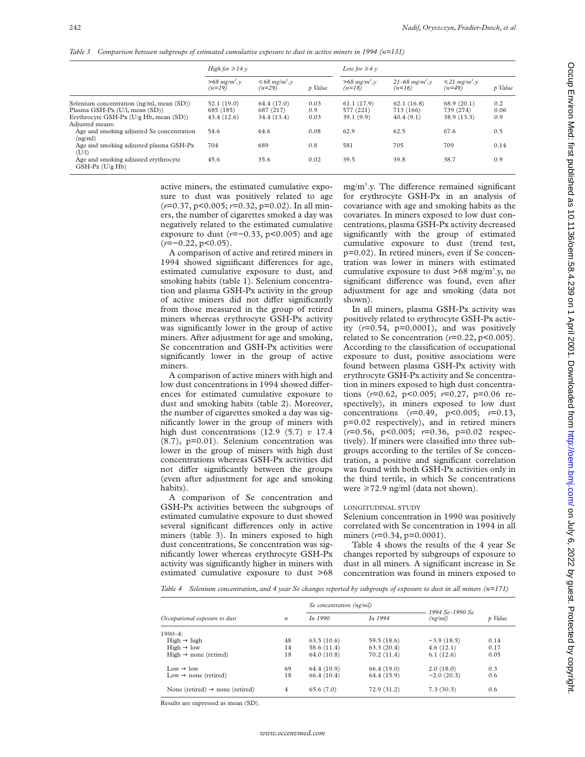*Table 3 Comparison between subgroups of estimated cumulative exposure to dust in active miners in 1994 (n=131)*

| | High for ≥14 y | | | Low for ≥4 y | | | |
|---|---|---|---|---|---|---|---|
| | >68 mg/m³.y (n=19) | ≤68 mg/m³.y (n=29) | p Value | >68 mg/m³.y (n=18) | 21–68 mg/m³.y (n=16) | ≤21 mg/m³.y (n=49) | p Value |
| Selenium concentration (ng/ml, mean (SD)) | 52.1 (19.0) | 64.4 (17.0) | 0.03 | 61.1 (17.9) | 62.1 (16.8) | 68.9 (20.1) | 0.2 |
| Plasma GSH-Px (U/l, mean (SD)) | 685 (185) | 687 (217) | 0.9 | 577 (221) | 713 (166) | 739 (274) | 0.06 |
| Erythrocyte GSH-Px (U/g Hb, mean (SD)) | 43.4 (12.6) | 34.4 (13.4) | 0.03 | 39.1 (9.9) | 40.4 (9.1) | 38.9 (13.3) | 0.9 |
| Adjusted means: | | | | | | | |
| Age and smoking adjusted Se concentration (ng/ml) | 54.6 | 64.6 | 0.08 | 62.9 | 62.5 | 67.6 | 0.5 |
| Age and smoking adjusted plasma GSH-Px (U/l) | 704 | 689 | 0.8 | 581 | 705 | 709 | 0.14 |
| Age and smoking adjusted erythrocyte GSH-Px (U/g Hb) | 45.6 | 35.6 | 0.02 | 39.5 | 39.8 | 38.7 | 0.9 |

active miners, the estimated cumulative exposure to dust was positively related to age ($r$=0.37, p<0.005; $r$=0.32, p=0.02). In all miners, the number of cigarettes smoked a day was negatively related to the estimated cumulative exposure to dust ($r$=−0.33, p<0.005) and age ($r$=−0.22, p<0.05).

A comparison of active and retired miners in 1994 showed significant differences for age, estimated cumulative exposure to dust, and smoking habits (table 1). Selenium concentration and plasma GSH-Px activity in the group of active miners did not differ significantly from those measured in the group of retired miners whereas erythrocyte GSH-Px activity was significantly lower in the group of active miners. After adjustment for age and smoking, Se concentration and GSH-Px activities were significantly lower in the group of active miners.

A comparison of active miners with high and low dust concentrations in 1994 showed differences for estimated cumulative exposure to dust and smoking habits (table 2). Moreover, the number of cigarettes smoked a day was significantly lower in the group of miners with high dust concentrations (12.9 (5.7) *v* 17.4 (8.7), p=0.01). Selenium concentration was lower in the group of miners with high dust concentrations whereas GSH-Px activities did not differ significantly between the groups (even after adjustment for age and smoking habits).

A comparison of Se concentration and GSH-Px activities between the subgroups of estimated cumulative exposure to dust showed several significant differences only in active miners (table 3). In miners exposed to high dust concentrations, Se concentration was significantly lower whereas erythrocyte GSH-Px activity was significantly higher in miners with estimated cumulative exposure to dust >68 mg/m³.y. The difference remained significant for erythrocyte GSH-Px in an analysis of covariance with age and smoking habits as the covariates. In miners exposed to low dust concentrations, plasma GSH-Px activity decreased significantly with the group of estimated cumulative exposure to dust (trend test, p=0.02). In retired miners, even if Se concentration was lower in miners with estimated cumulative exposure to dust >68 mg/m³.y, no significant difference was found, even after adjustment for age and smoking (data not shown).

In all miners, plasma GSH-Px activity was positively related to erythrocyte GSH-Px activity ($r$=0.54, p=0.0001), and was positively related to Se concentration ($r$=0.22, p<0.005). According to the classification of occupational exposure to dust, positive associations were found between plasma GSH-Px activity with erythrocyte GSH-Px activity and Se concentration in miners exposed to high dust concentrations ($r$=0.62, p<0.005; $r$=0.27, p=0.06 respectively), in miners exposed to low dust concentrations ($r$=0.49, p<0.005; $r$=0.13, p=0.02 respectively), and in retired miners ($r$=0.56, p<0.005; $r$=0.36, p=0.02 respectively). If miners were classified into three subgroups according to the tertiles of Se concentration, a positive and significant correlation was found with both GSH-Px activities only in the third tertile, in which Se concentrations were ≥72.9 ng/ml (data not shown).

### LONGITUDINAL STUDY

Selenium concentration in 1990 was positively correlated with Se concentration in 1994 in all miners ($r$=0.34, p=0.0001).

Table 4 shows the results of the 4 year Se changes reported by subgroups of exposure to dust in all miners. A significant increase in Se concentration was found in miners exposed to

*Table 4 Selenium concentration, and 4 year Se changes reported by subgroups of exposure to dust in all miners (n=171)*

| Occupational exposure to dust | n | Se concentration (ng/ml) In 1990 | Se concentration (ng/ml) In 1994 | 1994 Se–1990 Se (ng/ml) | p Value |
|---|---|---|---|---|---|
| 1990–4: | | | | | |
| High → high | 48 | 63.5 (10.6) | 59.5 (18.6) | −3.9 (18.5) | 0.14 |
| High → low | 14 | 58.6 (11.4) | 63.3 (20.4) | 4.6 (12.1) | 0.17 |
| High → none (retired) | 18 | 64.0 (10.8) | 70.2 (11.4) | 6.1 (12.6) | 0.05 |
| Low → low | 69 | 64.4 (10.9) | 66.4 (19.0) | 2.0 (18.0) | 0.3 |
| Low → none (retired) | 18 | 66.4 (10.4) | 64.4 (15.9) | −2.0 (20.3) | 0.6 |
| None (retired) → none (retired) | 4 | 65.6 (7.0) | 72.9 (31.2) | 7.3 (30.3) | 0.6 |

Results are expressed as mean (SD).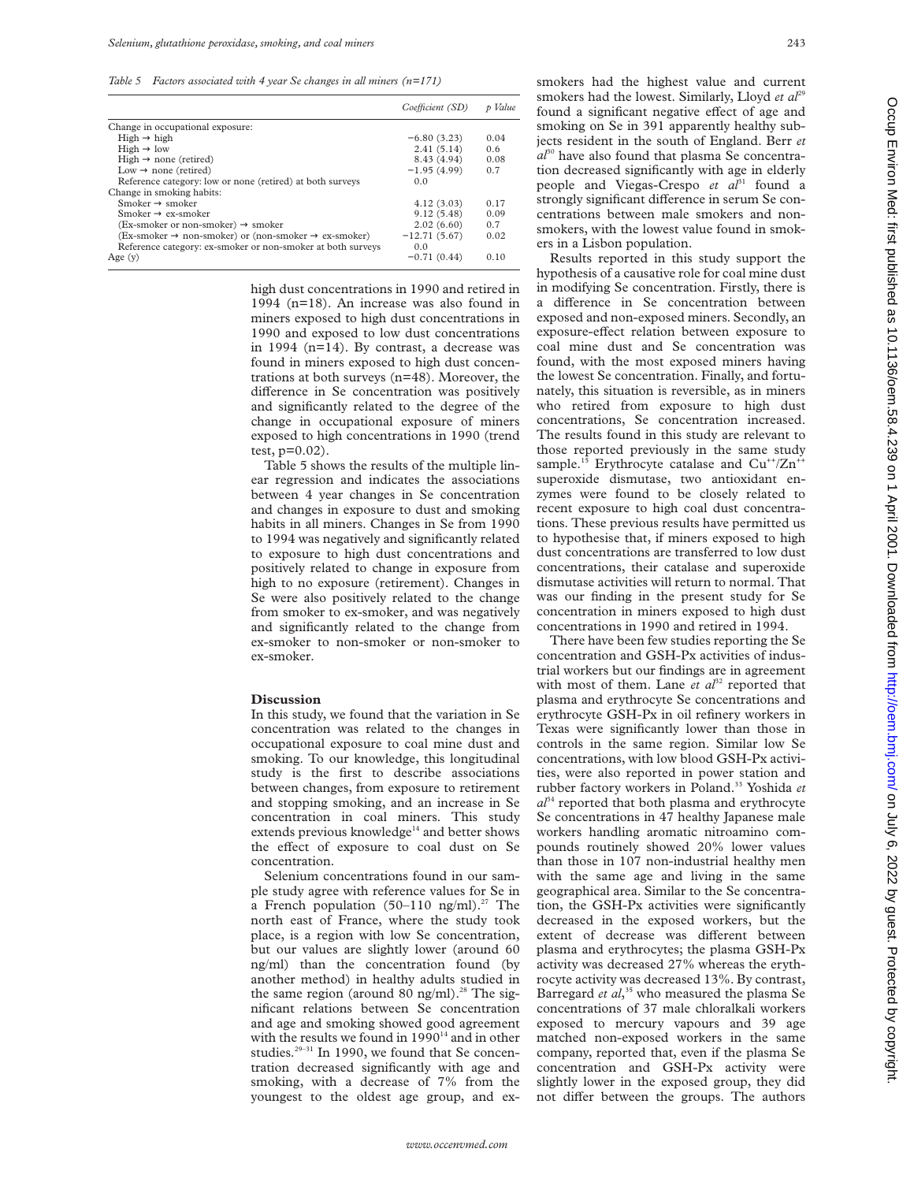*Table 5 Factors associated with 4 year Se changes in all miners (n=171)*

| | Coefficient (SD) | p Value |
|---|---|---|
| Change in occupational exposure: | | |
| High → high | −6.80 (3.23) | 0.04 |
| High → low | 2.41 (5.14) | 0.6 |
| High → none (retired) | 8.43 (4.94) | 0.08 |
| Low → none (retired) | −1.95 (4.99) | 0.7 |
| Reference category: low or none (retired) at both surveys | 0.0 | |
| Change in smoking habits: | | |
| Smoker → smoker | 4.12 (3.03) | 0.17 |
| Smoker → ex-smoker | 9.12 (5.48) | 0.09 |
| (Ex-smoker or non-smoker) → smoker | 2.02 (6.60) | 0.7 |
| (Ex-smoker → non-smoker) or (non-smoker → ex-smoker) | −12.71 (5.67) | 0.02 |
| Reference category: ex-smoker or non-smoker at both surveys | 0.0 | |
| Age (y) | −0.71 (0.44) | 0.10 |

high dust concentrations in 1990 and retired in 1994 (n=18). An increase was also found in miners exposed to high dust concentrations in 1990 and exposed to low dust concentrations in 1994 (n=14). By contrast, a decrease was found in miners exposed to high dust concentrations at both surveys (n=48). Moreover, the difference in Se concentration was positively and significantly related to the degree of the change in occupational exposure of miners exposed to high concentrations in 1990 (trend test, p=0.02).

Table 5 shows the results of the multiple linear regression and indicates the associations between 4 year changes in Se concentration and changes in exposure to dust and smoking habits in all miners. Changes in Se from 1990 to 1994 was negatively and significantly related to exposure to high dust concentrations and positively related to change in exposure from high to no exposure (retirement). Changes in Se were also positively related to the change from smoker to ex-smoker, and was negatively and significantly related to the change from ex-smoker to non-smoker or non-smoker to ex-smoker.

## Discussion

In this study, we found that the variation in Se concentration was related to the changes in occupational exposure to coal mine dust and smoking. To our knowledge, this longitudinal study is the first to describe associations between changes, from exposure to retirement and stopping smoking, and an increase in Se concentration in coal miners. This study extends previous knowledge[14] and better shows the effect of exposure to coal dust on Se concentration.

Selenium concentrations found in our sample study agree with reference values for Se in a French population (50–110 ng/ml).[27] The north east of France, where the study took place, is a region with low Se concentration, but our values are slightly lower (around 60 ng/ml) than the concentration found (by another method) in healthy adults studied in the same region (around 80 ng/ml).[28] The significant relations between Se concentration and age and smoking showed good agreement with the results we found in 1990[14] and in other studies.[29–31] In 1990, we found that Se concentration decreased significantly with age and smoking, with a decrease of 7% from the youngest to the oldest age group, and ex-smokers had the highest value and current smokers had the lowest. Similarly, Lloyd *et al*[29] found a significant negative effect of age and smoking on Se in 391 apparently healthy subjects resident in the south of England. Berr *et al*[30] have also found that plasma Se concentration decreased significantly with age in elderly people and Viegas-Crespo *et al*[31] found a strongly significant difference in serum Se concentrations between male smokers and non-smokers, with the lowest value found in smokers in a Lisbon population.

Results reported in this study support the hypothesis of a causative role for coal mine dust in modifying Se concentration. Firstly, there is a difference in Se concentration between exposed and non-exposed miners. Secondly, an exposure-effect relation between exposure to coal mine dust and Se concentration was found, with the most exposed miners having the lowest Se concentration. Finally, and fortunately, this situation is reversible, as in miners who retired from exposure to high dust concentrations, Se concentration increased. The results found in this study are relevant to those reported previously in the same study sample.[15] Erythrocyte catalase and $Cu^{++}/Zn^{++}$ superoxide dismutase, two antioxidant enzymes were found to be closely related to recent exposure to high coal dust concentrations. These previous results have permitted us to hypothesise that, if miners exposed to high dust concentrations are transferred to low dust concentrations, their catalase and superoxide dismutase activities will return to normal. That was our finding in the present study for Se concentration in miners exposed to high dust concentrations in 1990 and retired in 1994.

There have been few studies reporting the Se concentration and GSH-Px activities of industrial workers but our findings are in agreement with most of them. Lane *et al*[32] reported that plasma and erythrocyte Se concentrations and erythrocyte GSH-Px in oil refinery workers in Texas were significantly lower than those in controls in the same region. Similar low Se concentrations, with low blood GSH-Px activities, were also reported in power station and rubber factory workers in Poland.[33] Yoshida *et al*[34] reported that both plasma and erythrocyte Se concentrations in 47 healthy Japanese male workers handling aromatic nitroamino compounds routinely showed 20% lower values than those in 107 non-industrial healthy men with the same age and living in the same geographical area. Similar to the Se concentration, the GSH-Px activities were significantly decreased in the exposed workers, but the extent of decrease was different between plasma and erythrocytes; the plasma GSH-Px activity was decreased 27% whereas the erythrocyte activity was decreased 13%. By contrast, Barregard *et al*,[35] who measured the plasma Se concentrations of 37 male chloralkali workers exposed to mercury vapours and 39 age matched non-exposed workers in the same company, reported that, even if the plasma Se concentration and GSH-Px activity were slightly lower in the exposed group, they did not differ between the groups. The authors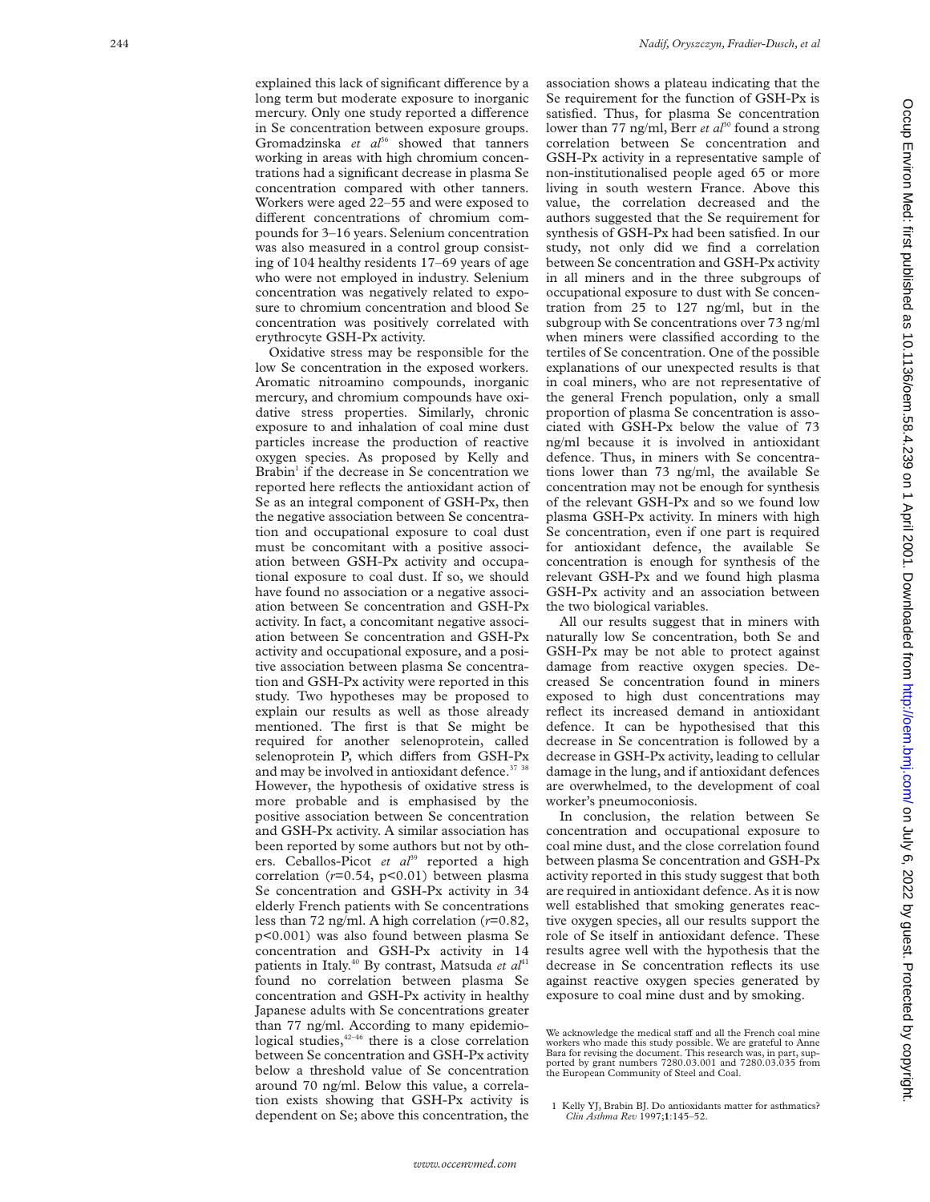explained this lack of significant difference by a long term but moderate exposure to inorganic mercury. Only one study reported a difference in Se concentration between exposure groups. Gromadzinska *et al*[36] showed that tanners working in areas with high chromium concentrations had a significant decrease in plasma Se concentration compared with other tanners. Workers were aged 22–55 and were exposed to different concentrations of chromium compounds for 3–16 years. Selenium concentration was also measured in a control group consisting of 104 healthy residents 17–69 years of age who were not employed in industry. Selenium concentration was negatively related to exposure to chromium concentration and blood Se concentration was positively correlated with erythrocyte GSH-Px activity.

Oxidative stress may be responsible for the low Se concentration in the exposed workers. Aromatic nitroamino compounds, inorganic mercury, and chromium compounds have oxidative stress properties. Similarly, chronic exposure to and inhalation of coal mine dust particles increase the production of reactive oxygen species. As proposed by Kelly and Brabin[1] if the decrease in Se concentration we reported here reflects the antioxidant action of Se as an integral component of GSH-Px, then the negative association between Se concentration and occupational exposure to coal dust must be concomitant with a positive association between GSH-Px activity and occupational exposure to coal dust. If so, we should have found no association or a negative association between Se concentration and GSH-Px activity. In fact, a concomitant negative association between Se concentration and GSH-Px activity and occupational exposure, and a positive association between plasma Se concentration and GSH-Px activity were reported in this study. Two hypotheses may be proposed to explain our results as well as those already mentioned. The first is that Se might be required for another selenoprotein, called selenoprotein P, which differs from GSH-Px and may be involved in antioxidant defence.[37 38] However, the hypothesis of oxidative stress is more probable and is emphasised by the positive association between Se concentration and GSH-Px activity. A similar association has been reported by some authors but not by others. Ceballos-Picot *et al*[39] reported a high correlation ($r$=0.54, p<0.01) between plasma Se concentration and GSH-Px activity in 34 elderly French patients with Se concentrations less than 72 ng/ml. A high correlation ($r$=0.82, p<0.001) was also found between plasma Se concentration and GSH-Px activity in 14 patients in Italy.[40] By contrast, Matsuda *et al*[41] found no correlation between plasma Se concentration and GSH-Px activity in healthy Japanese adults with Se concentrations greater than 77 ng/ml. According to many epidemiological studies,[42–46] there is a close correlation between Se concentration and GSH-Px activity below a threshold value of Se concentration around 70 ng/ml. Below this value, a correlation exists showing that GSH-Px activity is dependent on Se; above this concentration, the association shows a plateau indicating that the Se requirement for the function of GSH-Px is satisfied. Thus, for plasma Se concentration lower than 77 ng/ml, Berr *et al*[30] found a strong correlation between Se concentration and GSH-Px activity in a representative sample of non-institutionalised people aged 65 or more living in south western France. Above this value, the correlation decreased and the authors suggested that the Se requirement for synthesis of GSH-Px had been satisfied. In our study, not only did we find a correlation between Se concentration and GSH-Px activity in all miners and in the three subgroups of occupational exposure to dust with Se concentration from 25 to 127 ng/ml, but in the subgroup with Se concentrations over 73 ng/ml when miners were classified according to the tertiles of Se concentration. One of the possible explanations of our unexpected results is that in coal miners, who are not representative of the general French population, only a small proportion of plasma Se concentration is associated with GSH-Px below the value of 73 ng/ml because it is involved in antioxidant defence. Thus, in miners with Se concentrations lower than 73 ng/ml, the available Se concentration may not be enough for synthesis of the relevant GSH-Px and so we found low plasma GSH-Px activity. In miners with high Se concentration, even if one part is required for antioxidant defence, the available Se concentration is enough for synthesis of the relevant GSH-Px and we found high plasma GSH-Px activity and an association between the two biological variables.

All our results suggest that in miners with naturally low Se concentration, both Se and GSH-Px may be not able to protect against damage from reactive oxygen species. Decreased Se concentration found in miners exposed to high dust concentrations may reflect its increased demand in antioxidant defence. It can be hypothesised that this decrease in Se concentration is followed by a decrease in GSH-Px activity, leading to cellular damage in the lung, and if antioxidant defences are overwhelmed, to the development of coal worker's pneumoconiosis.

In conclusion, the relation between Se concentration and occupational exposure to coal mine dust, and the close correlation found between plasma Se concentration and GSH-Px activity reported in this study suggest that both are required in antioxidant defence. As it is now well established that smoking generates reactive oxygen species, all our results support the role of Se itself in antioxidant defence. These results agree well with the hypothesis that the decrease in Se concentration reflects its use against reactive oxygen species generated by exposure to coal mine dust and by smoking.

We acknowledge the medical staff and all the French coal mine workers who made this study possible. We are grateful to Anne Bara for revising the document. This research was, in part, supported by grant numbers 7280.03.001 and 7280.03.035 from the European Community of Steel and Coal.

1 Kelly YJ, Brabin BJ. Do antioxidants matter for asthmatics? *Clin Asthma Rev* 1997;**1**:145–52.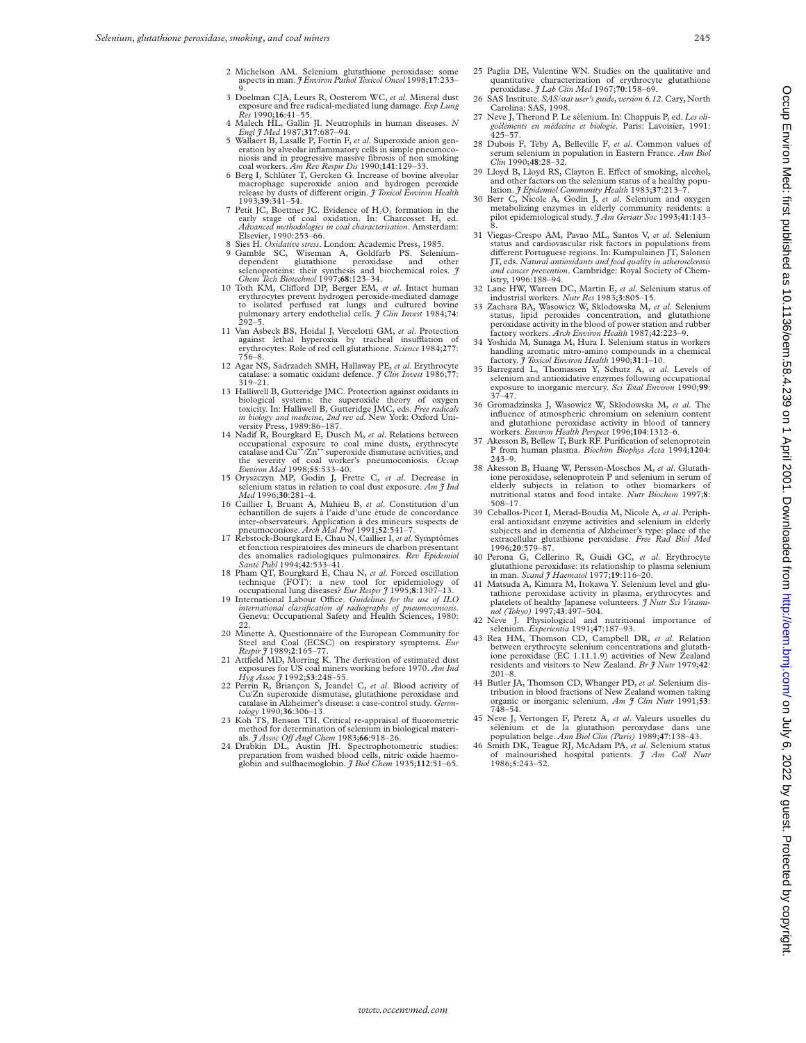2 Michelson AM. Selenium glutathione peroxidase: some aspects in man. *J Environ Pathol Toxicol Oncol* 1998;**17**:233–9.
3 Doelman CJA, Leurs R, Oosterom WC, *et al*. Mineral dust exposure and free radical-mediated lung damage. *Exp Lung Res* 1990;**16**:41–55.
4 Malech HL, Gallin JI. Neutrophils in human diseases. *N Engl J Med* 1987;**317**:687–94.
5 Wallaert B, Lasalle P, Fortin F, *et al*. Superoxide anion generation by alveolar inflammatory cells in simple pneumoconiosis and in progressive massive fibrosis of non smoking coal workers. *Am Rev Respir Dis* 1990;**141**:129–33.
6 Berg I, Schlüter T, Gercken G. Increase of bovine alveolar macrophage superoxide anion and hydrogen peroxide release by dusts of different origin. *J Toxicol Environ Health* 1993;**39**:341–54.
7 Petit JC, Boettner JC. Evidence of $H_2O_2$ formation in the early stage of coal oxidation. In: Charcosset H, ed. *Advanced methodologies in coal characterisation*. Amsterdam: Elsevier, 1990:253–66.
8 Sies H. *Oxidative stress*. London: Academic Press, 1985.
9 Gamble SC, Wiseman A, Goldfarb PS. Selenium-dependent glutathione peroxidase and other selenoproteins: their synthesis and biochemical roles. *J Chem Tech Biotechnol* 1997;**68**:123–34.
10 Toth KM, Clifford DP, Berger EM, *et al*. Intact human erythrocytes prevent hydrogen peroxide-mediated damage to isolated perfused rat lungs and cultured bovine pulmonary artery endothelial cells. *J Clin Invest* 1984;**74**:292–5.
11 Van Asbeck BS, Hoidal J, Vercelotti GM, *et al*. Protection against lethal hyperoxia by tracheal insufflation of erythrocytes: Role of red cell glutathione. *Science* 1984;**277**:756–8.
12 Agar NS, Sadrzadeh SMH, Hallaway PE, *et al*. Erythrocyte catalase: a somatic oxidant defence. *J Clin Invest* 1986;**77**:319–21.
13 Halliwell B, Gutteridge JMC. Protection against oxidants in biological systems: the superoxide theory of oxygen toxicity. In: Halliwell B, Gutteridge JMC, eds. *Free radicals in biology and medicine, 2nd rev ed*. New York: Oxford University Press, 1989:86–187.
14 Nadif R, Bourgkard E, Dusch M, *et al*. Relations between occupational exposure to coal mine dusts, erythrocyte catalase and $Cu^{++}/Zn^{++}$ superoxide dismutase activities, and the severity of coal worker's pneumoconiosis. *Occup Environ Med* 1998;**55**:533–40.
15 Oryszczyn MP, Godin J, Frette C, *et al*. Decrease in selenium status in relation to coal dust exposure. *Am J Ind Med* 1996;**30**:281–4.
16 Caillier I, Bruant A, Mahieu B, *et al*. Constitution d'un échantillon de sujets à l'aide d'une étude de concordance inter-observateurs. Application à des mineurs suspects de pneumoconiose. *Arch Mal Prof* 1991;**52**:541–7.
17 Rebstock-Bourgkard E, Chau N, Caillier I, *et al*. Symptômes et fonction respiratoires des mineurs de charbon présentant des anomalies radiologiques pulmonaires. *Rev Epidemiol Santé Publ* 1994;**42**:533–41.
18 Pham QT, Bourgkard E, Chau N, *et al*. Forced oscillation technique (FOT): a new tool for epidemiology of occupational lung diseases? *Eur Respir J* 1995;**8**:1307–13.
19 International Labour Office. *Guidelines for the use of ILO international classification of radiographs of pneumoconiosis*. Geneva: Occupational Safety and Health Sciences, 1980: 22.
20 Minette A. Questionnaire of the European Community for Steel and Coal (ECSC) on respiratory symptoms. *Eur Respir J* 1989;**2**:165–77.
21 Attfield MD, Morring K. The derivation of estimated dust exposures for US coal miners working before 1970. *Am Ind Hyg Assoc J* 1992;**53**:248–55.
22 Perrin R, Briançon S, Jeandel C, *et al*. Blood activity of Cu/Zn superoxide dismutase, glutathione peroxidase and catalase in Alzheimer's disease: a case-control study. *Gerontology* 1990;**36**:306–13.
23 Koh TS, Benson TH. Critical re-appraisal of fluorometric method for determination of selenium in biological materials. *J Assoc Off Angl Chem* 1983;**66**:918–26.
24 Drabkin DL, Austin JH. Spectrophotometric studies: preparation from washed blood cells, nitric oxide haemoglobin and sulfhaemoglobin. *J Biol Chem* 1935;**112**:51–65.
25 Paglia DE, Valentine WN. Studies on the qualitative and quantitative characterization of erythrocyte glutathione peroxidase. *J Lab Clin Med* 1967;**70**:158–69.
26 SAS Institute. *SAS/stat user's guide, version 6.12*. Cary, North Carolina: SAS, 1998.
27 Neve J, Therond P. Le sélenium. In: Chappuis P, ed. *Les oligoéléments en médecine et biologie*. Paris: Lavoisier, 1991: 425–57.
28 Dubois F, Teby A, Belleville F, *et al*. Common values of serum selenium in population in Eastern France. *Ann Biol Clin* 1990;**48**:28–32.
29 Lloyd B, Lloyd RS, Clayton E. Effect of smoking, alcohol, and other factors on the selenium status of a healthy population. *J Epidemiol Community Health* 1983;**37**:213–7.
30 Berr C, Nicole A, Godin J, *et al*. Selenium and oxygen metabolizing enzymes in elderly community residents: a pilot epidemiological study. *J Am Geriatr Soc* 1993;**41**:143–8.
31 Viegas-Crespo AM, Pavao ML, Santos V, *et al*. Selenium status and cardiovascular risk factors in populations from different Portuguese regions. In: Kumpulainen JT, Salonen JT, eds. *Natural antioxidants and food quality in atherosclerosis and cancer prevention*. Cambridge: Royal Society of Chemistry, 1996:188–94.
32 Lane HW, Warren DC, Martin E, *et al*. Selenium status of industrial workers. *Nutr Res* 1983;**3**:805–15.
33 Zachara BA, Wasowicz W, Sklodowska M, *et al*. Selenium status, lipid peroxides concentration, and glutathione peroxidase activity in the blood of power station and rubber factory workers. *Arch Environ Health* 1987;**42**:223–9.
34 Yoshida M, Sunaga M, Hura I. Selenium status in workers handling aromatic nitro-amino compounds in a chemical factory. *J Toxicol Environ Health* 1990;**31**:1–10.
35 Barregard L, Thomassen Y, Schutz A, *et al*. Levels of selenium and antioxidative enzymes following occupational exposure to inorganic mercury. *Sci Total Environ* 1990;**99**: 37–47.
36 Gromadzinska J, Wasowicz W, Sklodowska M, *et al*. The influence of atmospheric chromium on selenium content and glutathione peroxidase activity in blood of tannery workers. *Environ Health Perspect* 1996;**104**:1312–6.
37 Akesson B, Bellew T, Burk RF. Purification of selenoprotein P from human plasma. *Biochim Biophys Acta* 1994;**1204**: 243–9.
38 Akesson B, Huang W, Persson-Moschos M, *et al*. Glutathione peroxidase, selenoprotein P and selenium in serum of elderly subjects in relation to other biomarkers of nutritional status and food intake. *Nutr Biochem* 1997;**8**: 508–17.
39 Ceballos-Picot I, Merad-Boudia M, Nicole A, *et al*. Peripheral antioxidant enzyme activities and selenium in elderly subjects and in dementia of Alzheimer's type: place of the extracellular glutathione peroxidase. *Free Rad Biol Med* 1996;**20**:579–87.
40 Perona G, Cellerino R, Guidi GC, *et al*. Erythrocyte glutathione peroxidase: its relationship to plasma selenium in man. *Scand J Haematol* 1977;**19**:116–20.
41 Matsuda A, Kimara M, Itokawa Y. Selenium level and glutathione peroxidase activity in plasma, erythrocytes and platelets of healthy Japanese volunteers. *J Nutr Sci Vitaminol (Tokyo)* 1997;**43**:497–504.
42 Neve J. Physiological and nutritional importance of selenium. *Experientia* 1991;**47**:187–93.
43 Rea HM, Thomson CD, Campbell DR, *et al*. Relation between erythrocyte selenium concentrations and glutathione peroxidase (EC 1.11.1.9) activities of New Zealand residents and visitors to New Zealand. *Br J Nutr* 1979;**42**: 201–8.
44 Butler JA, Thomson CD, Whanger PD, *et al*. Selenium distribution in blood fractions of New Zealand women taking organic or inorganic selenium. *Am J Clin Nutr* 1991;**53**: 748–54.
45 Neve J, Vertongen F, Peretz A, *et al*. Valeurs usuelles du sélénium et de la glutathion peroxydase dans une population belge. *Ann Biol Clin (Paris)* 1989;**47**:138–43.
46 Smith DK, Teague RJ, McAdam PA, *et al*. Selenium status of malnourished hospital patients. *J Am Coll Nutr* 1986;**5**:243–52.